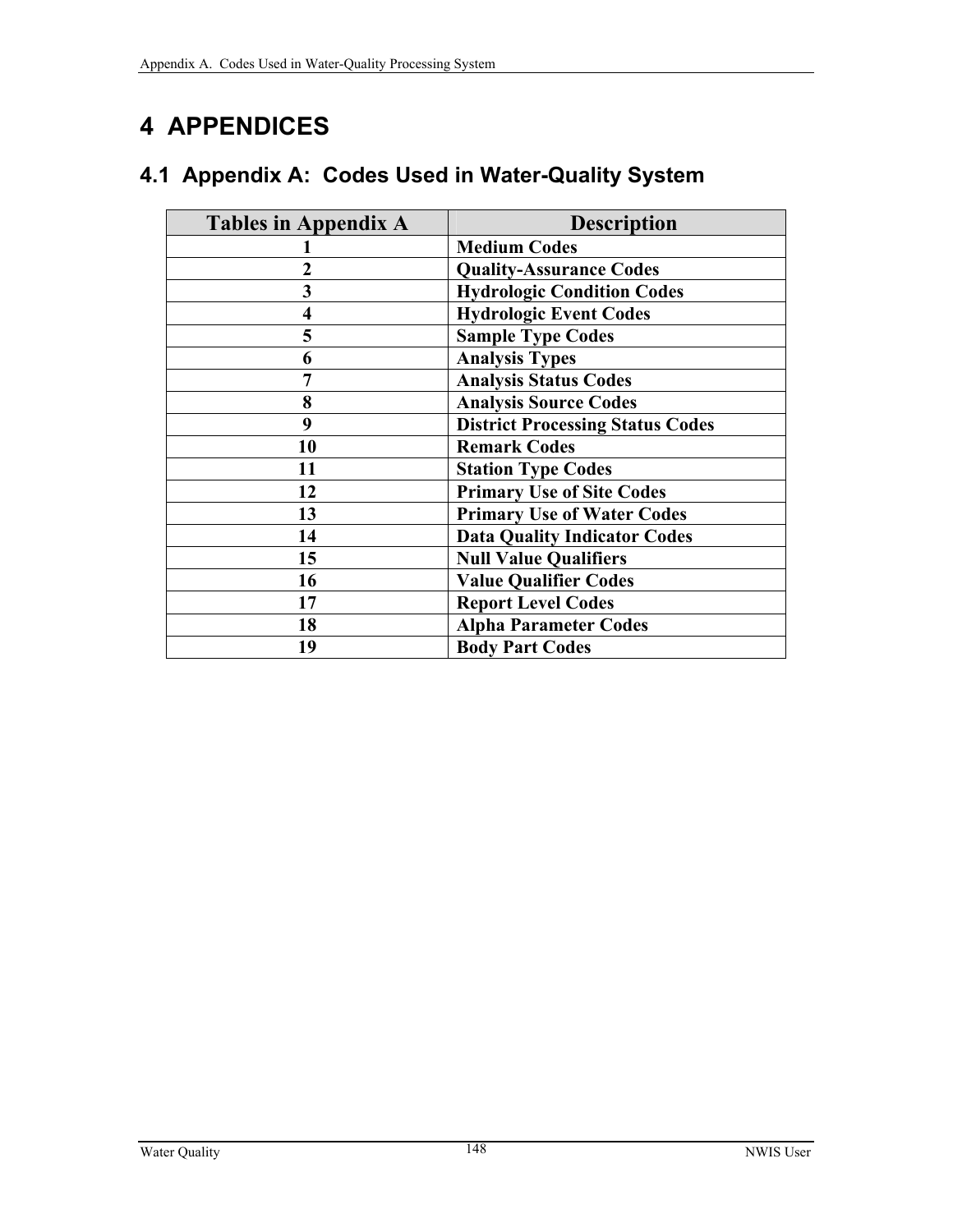# 4 APPENDICES

## 4.1 Appendix A: Codes Used in Water-Quality System

| Tables in Appendix A | Description |
|---|---|
| 1 | Medium Codes |
| 2 | Quality-Assurance Codes |
| 3 | Hydrologic Condition Codes |
| 4 | Hydrologic Event Codes |
| 5 | Sample Type Codes |
| 6 | Analysis Types |
| 7 | Analysis Status Codes |
| 8 | Analysis Source Codes |
| 9 | District Processing Status Codes |
| 10 | Remark Codes |
| 11 | Station Type Codes |
| 12 | Primary Use of Site Codes |
| 13 | Primary Use of Water Codes |
| 14 | Data Quality Indicator Codes |
| 15 | Null Value Qualifiers |
| 16 | Value Qualifier Codes |
| 17 | Report Level Codes |
| 18 | Alpha Parameter Codes |
| 19 | Body Part Codes |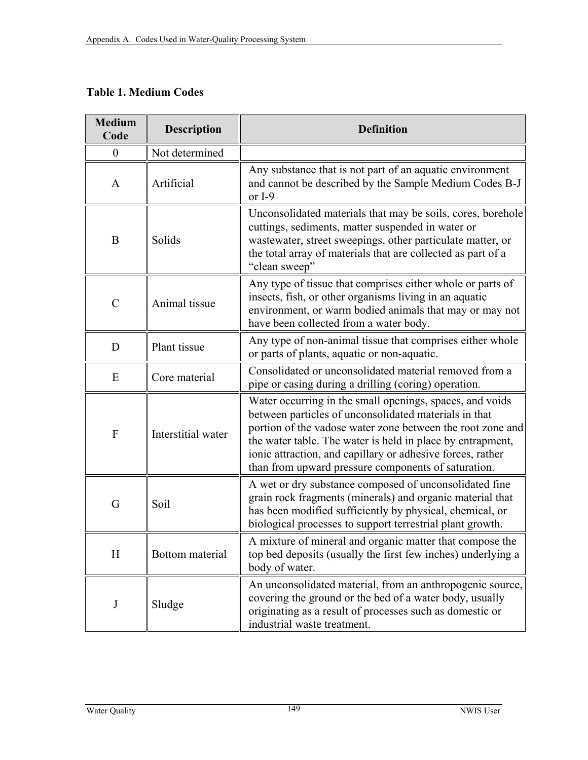**Table 1. Medium Codes**

| Medium Code | Description | Definition |
|---|---|---|
| 0 | Not determined | |
| A | Artificial | Any substance that is not part of an aquatic environment and cannot be described by the Sample Medium Codes B-J or I-9 |
| B | Solids | Unconsolidated materials that may be soils, cores, borehole cuttings, sediments, matter suspended in water or wastewater, street sweepings, other particulate matter, or the total array of materials that are collected as part of a “clean sweep” |
| C | Animal tissue | Any type of tissue that comprises either whole or parts of insects, fish, or other organisms living in an aquatic environment, or warm bodied animals that may or may not have been collected from a water body. |
| D | Plant tissue | Any type of non-animal tissue that comprises either whole or parts of plants, aquatic or non-aquatic. |
| E | Core material | Consolidated or unconsolidated material removed from a pipe or casing during a drilling (coring) operation. |
| F | Interstitial water | Water occurring in the small openings, spaces, and voids between particles of unconsolidated materials in that portion of the vadose water zone between the root zone and the water table. The water is held in place by entrapment, ionic attraction, and capillary or adhesive forces, rather than from upward pressure components of saturation. |
| G | Soil | A wet or dry substance composed of unconsolidated fine grain rock fragments (minerals) and organic material that has been modified sufficiently by physical, chemical, or biological processes to support terrestrial plant growth. |
| H | Bottom material | A mixture of mineral and organic matter that compose the top bed deposits (usually the first few inches) underlying a body of water. |
| J | Sludge | An unconsolidated material, from an anthropogenic source, covering the ground or the bed of a water body, usually originating as a result of processes such as domestic or industrial waste treatment. |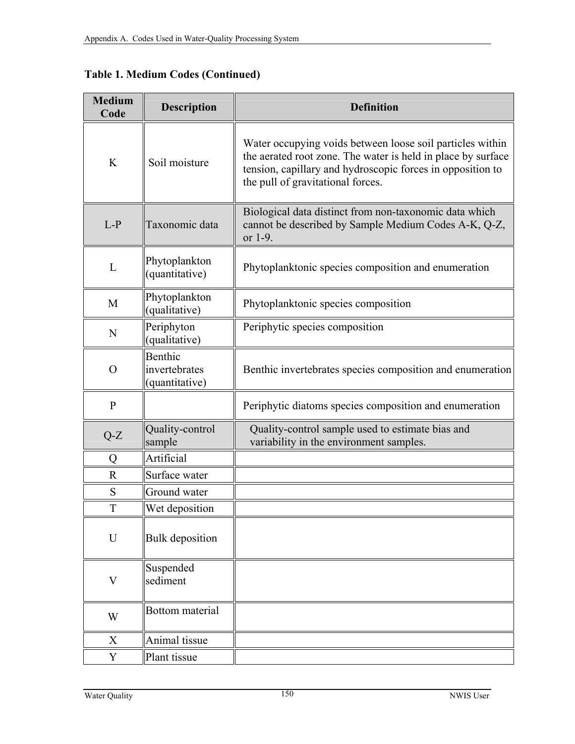**Table 1. Medium Codes (Continued)**

| Medium Code | Description | Definition |
| --- | --- | --- |
| K | Soil moisture | Water occupying voids between loose soil particles within the aerated root zone. The water is held in place by surface tension, capillary and hydroscopic forces in opposition to the pull of gravitational forces. |
| L-P | Taxonomic data | Biological data distinct from non-taxonomic data which cannot be described by Sample Medium Codes A-K, Q-Z, or 1-9. |
| L | Phytoplankton (quantitative) | Phytoplanktonic species composition and enumeration |
| M | Phytoplankton (qualitative) | Phytoplanktonic species composition |
| N | Periphyton (qualitative) | Periphytic species composition |
| O | Benthic invertebrates (quantitative) | Benthic invertebrates species composition and enumeration |
| P | | Periphytic diatoms species composition and enumeration |
| Q-Z | Quality-control sample | Quality-control sample used to estimate bias and variability in the environment samples. |
| Q | Artificial | |
| R | Surface water | |
| S | Ground water | |
| T | Wet deposition | |
| U | Bulk deposition | |
| V | Suspended sediment | |
| W | Bottom material | |
| X | Animal tissue | |
| Y | Plant tissue | |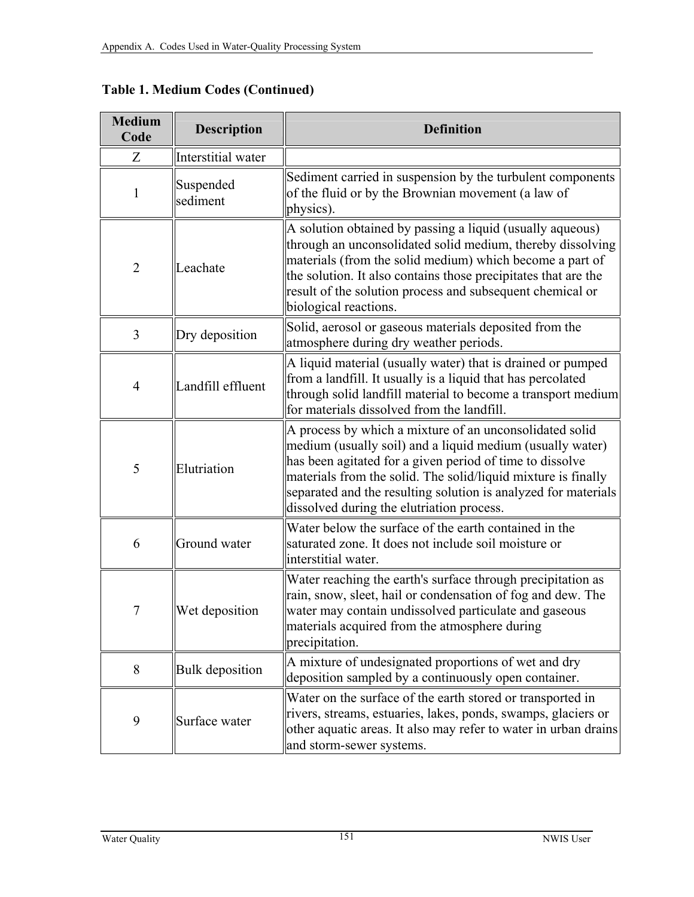**Table 1. Medium Codes (Continued)**

| Medium Code | Description | Definition |
|---|---|---|
| Z | Interstitial water | |
| 1 | Suspended sediment | Sediment carried in suspension by the turbulent components of the fluid or by the Brownian movement (a law of physics). |
| 2 | Leachate | A solution obtained by passing a liquid (usually aqueous) through an unconsolidated solid medium, thereby dissolving materials (from the solid medium) which become a part of the solution. It also contains those precipitates that are the result of the solution process and subsequent chemical or biological reactions. |
| 3 | Dry deposition | Solid, aerosol or gaseous materials deposited from the atmosphere during dry weather periods. |
| 4 | Landfill effluent | A liquid material (usually water) that is drained or pumped from a landfill. It usually is a liquid that has percolated through solid landfill material to become a transport medium for materials dissolved from the landfill. |
| 5 | Elutriation | A process by which a mixture of an unconsolidated solid medium (usually soil) and a liquid medium (usually water) has been agitated for a given period of time to dissolve materials from the solid. The solid/liquid mixture is finally separated and the resulting solution is analyzed for materials dissolved during the elutriation process. |
| 6 | Ground water | Water below the surface of the earth contained in the saturated zone. It does not include soil moisture or interstitial water. |
| 7 | Wet deposition | Water reaching the earth's surface through precipitation as rain, snow, sleet, hail or condensation of fog and dew. The water may contain undissolved particulate and gaseous materials acquired from the atmosphere during precipitation. |
| 8 | Bulk deposition | A mixture of undesignated proportions of wet and dry deposition sampled by a continuously open container. |
| 9 | Surface water | Water on the surface of the earth stored or transported in rivers, streams, estuaries, lakes, ponds, swamps, glaciers or other aquatic areas. It also may refer to water in urban drains and storm-sewer systems. |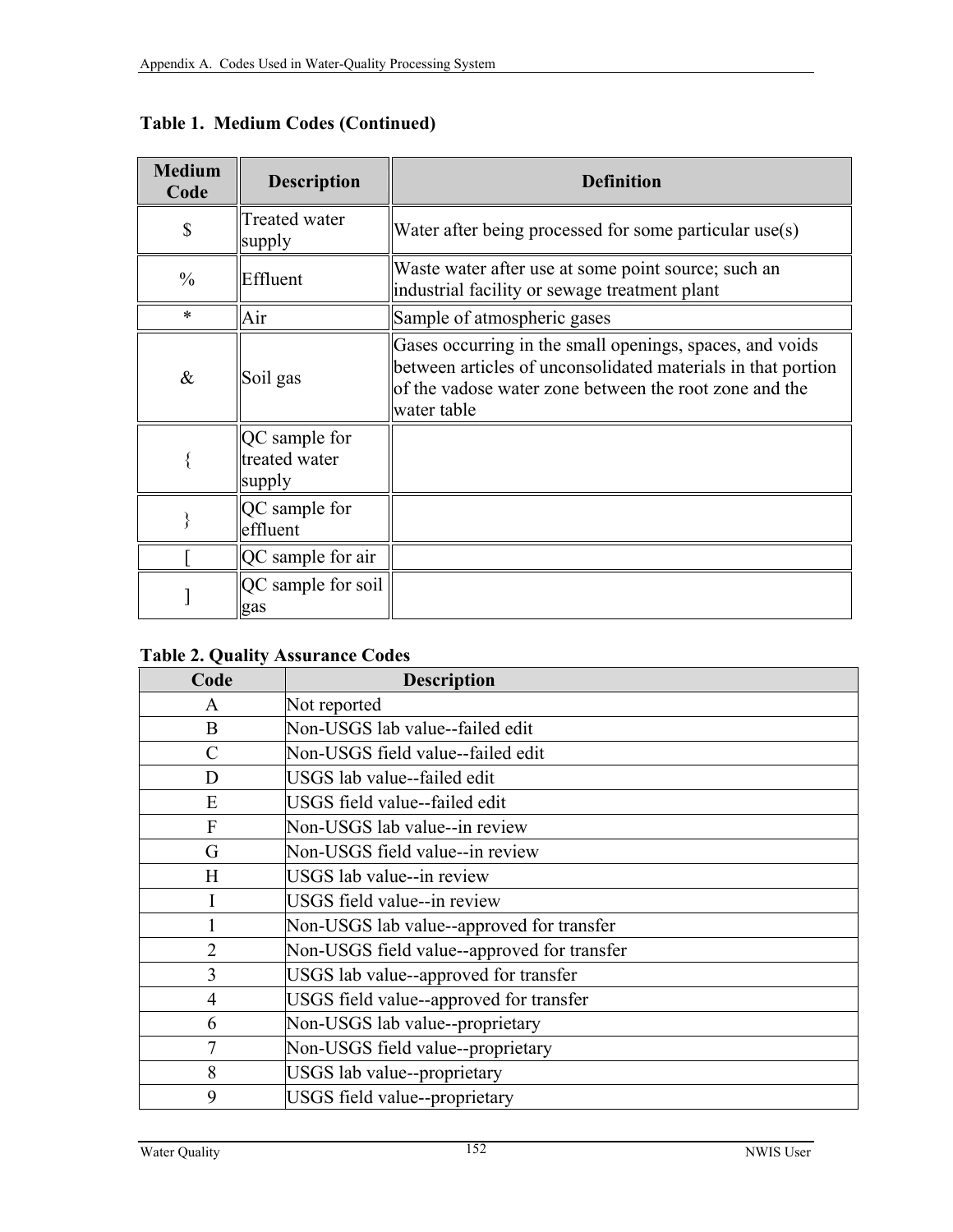**Table 1. Medium Codes (Continued)**

| Medium Code | Description | Definition |
|---|---|---|
| $ | Treated water supply | Water after being processed for some particular use(s) |
| % | Effluent | Waste water after use at some point source; such an industrial facility or sewage treatment plant |
| * | Air | Sample of atmospheric gases |
| & | Soil gas | Gases occurring in the small openings, spaces, and voids between articles of unconsolidated materials in that portion of the vadose water zone between the root zone and the water table |
| { | QC sample for treated water supply | |
| } | QC sample for effluent | |
| [ | QC sample for air | |
| ] | QC sample for soil gas | |

**Table 2. Quality Assurance Codes**

| Code | Description |
|---|---|
| A | Not reported |
| B | Non-USGS lab value--failed edit |
| C | Non-USGS field value--failed edit |
| D | USGS lab value--failed edit |
| E | USGS field value--failed edit |
| F | Non-USGS lab value--in review |
| G | Non-USGS field value--in review |
| H | USGS lab value--in review |
| I | USGS field value--in review |
| 1 | Non-USGS lab value--approved for transfer |
| 2 | Non-USGS field value--approved for transfer |
| 3 | USGS lab value--approved for transfer |
| 4 | USGS field value--approved for transfer |
| 6 | Non-USGS lab value--proprietary |
| 7 | Non-USGS field value--proprietary |
| 8 | USGS lab value--proprietary |
| 9 | USGS field value--proprietary |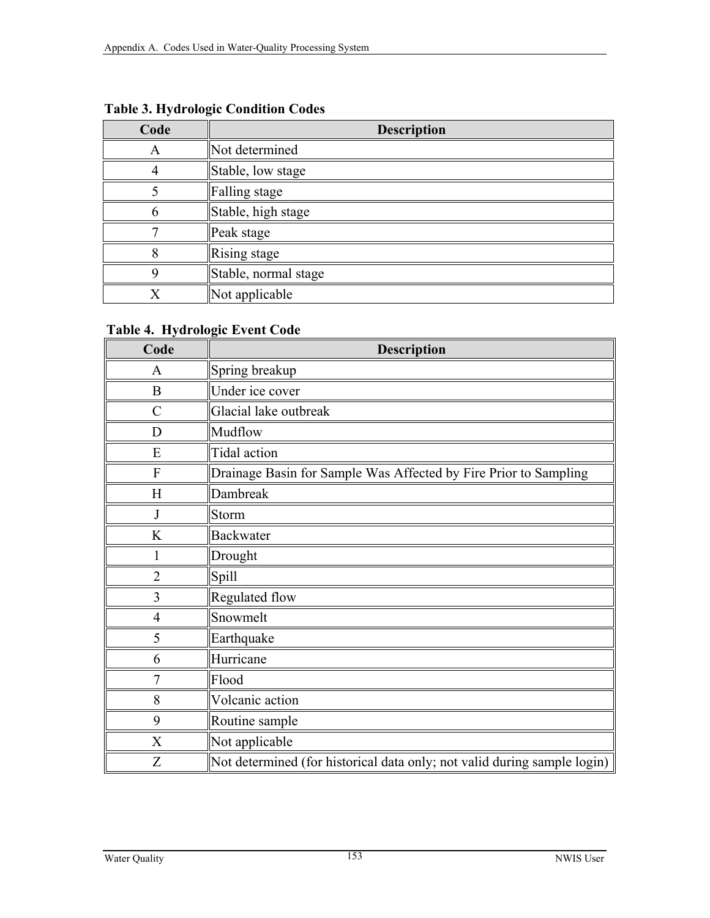**Table 3. Hydrologic Condition Codes**

| Code | Description |
| --- | --- |
| A | Not determined |
| 4 | Stable, low stage |
| 5 | Falling stage |
| 6 | Stable, high stage |
| 7 | Peak stage |
| 8 | Rising stage |
| 9 | Stable, normal stage |
| X | Not applicable |

**Table 4. Hydrologic Event Code**

| Code | Description |
| --- | --- |
| A | Spring breakup |
| B | Under ice cover |
| C | Glacial lake outbreak |
| D | Mudflow |
| E | Tidal action |
| F | Drainage Basin for Sample Was Affected by Fire Prior to Sampling |
| H | Dambreak |
| J | Storm |
| K | Backwater |
| 1 | Drought |
| 2 | Spill |
| 3 | Regulated flow |
| 4 | Snowmelt |
| 5 | Earthquake |
| 6 | Hurricane |
| 7 | Flood |
| 8 | Volcanic action |
| 9 | Routine sample |
| X | Not applicable |
| Z | Not determined (for historical data only; not valid during sample login) |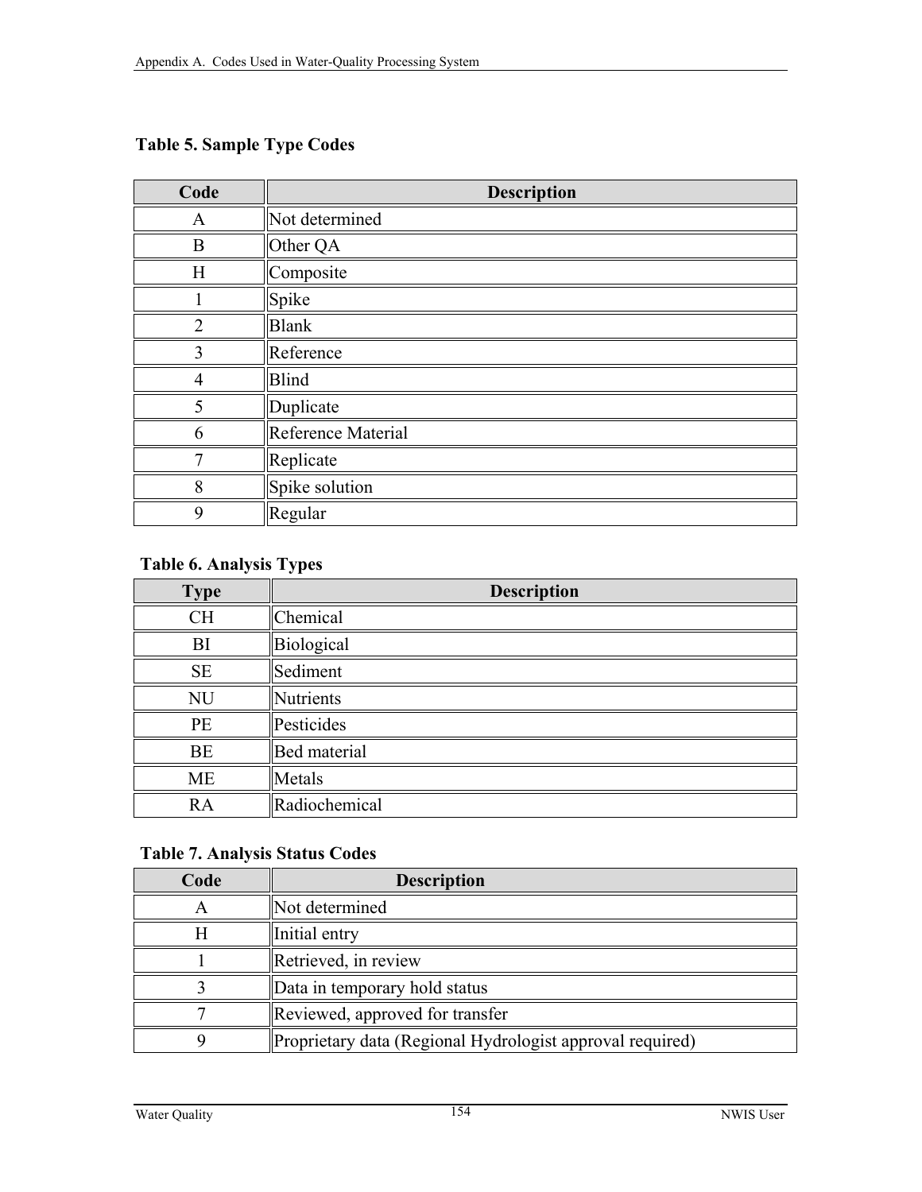### Table 5. Sample Type Codes

| Code | Description |
| --- | --- |
| A | Not determined |
| B | Other QA |
| H | Composite |
| 1 | Spike |
| 2 | Blank |
| 3 | Reference |
| 4 | Blind |
| 5 | Duplicate |
| 6 | Reference Material |
| 7 | Replicate |
| 8 | Spike solution |
| 9 | Regular |

### Table 6. Analysis Types

| Type | Description |
| --- | --- |
| CH | Chemical |
| BI | Biological |
| SE | Sediment |
| NU | Nutrients |
| PE | Pesticides |
| BE | Bed material |
| ME | Metals |
| RA | Radiochemical |

### Table 7. Analysis Status Codes

| Code | Description |
| --- | --- |
| A | Not determined |
| H | Initial entry |
| 1 | Retrieved, in review |
| 3 | Data in temporary hold status |
| 7 | Reviewed, approved for transfer |
| 9 | Proprietary data (Regional Hydrologist approval required) |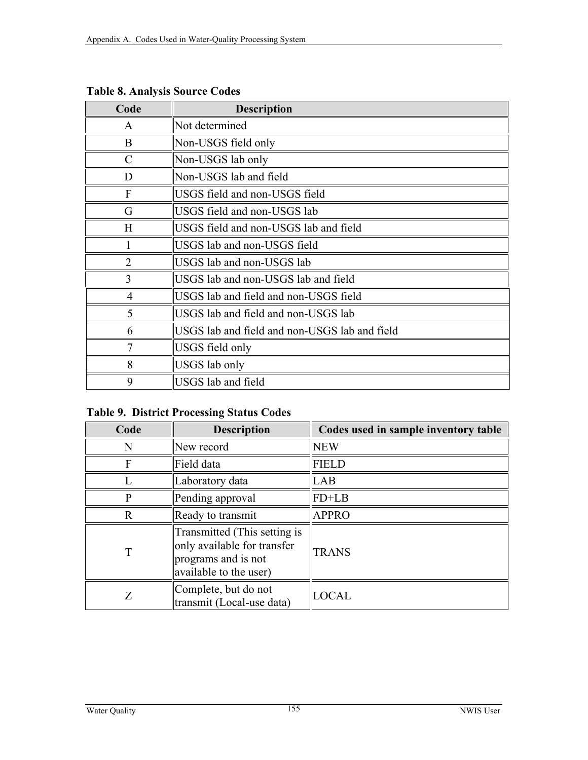**Table 8. Analysis Source Codes**

| Code | Description |
|---|---|
| A | Not determined |
| B | Non-USGS field only |
| C | Non-USGS lab only |
| D | Non-USGS lab and field |
| F | USGS field and non-USGS field |
| G | USGS field and non-USGS lab |
| H | USGS field and non-USGS lab and field |
| 1 | USGS lab and non-USGS field |
| 2 | USGS lab and non-USGS lab |
| 3 | USGS lab and non-USGS lab and field |
| 4 | USGS lab and field and non-USGS field |
| 5 | USGS lab and field and non-USGS lab |
| 6 | USGS lab and field and non-USGS lab and field |
| 7 | USGS field only |
| 8 | USGS lab only |
| 9 | USGS lab and field |

**Table 9. District Processing Status Codes**

| Code | Description | Codes used in sample inventory table |
|---|---|---|
| N | New record | NEW |
| F | Field data | FIELD |
| L | Laboratory data | LAB |
| P | Pending approval | FD+LB |
| R | Ready to transmit | APPRO |
| T | Transmitted (This setting is only available for transfer programs and is not available to the user) | TRANS |
| Z | Complete, but do not transmit (Local-use data) | LOCAL |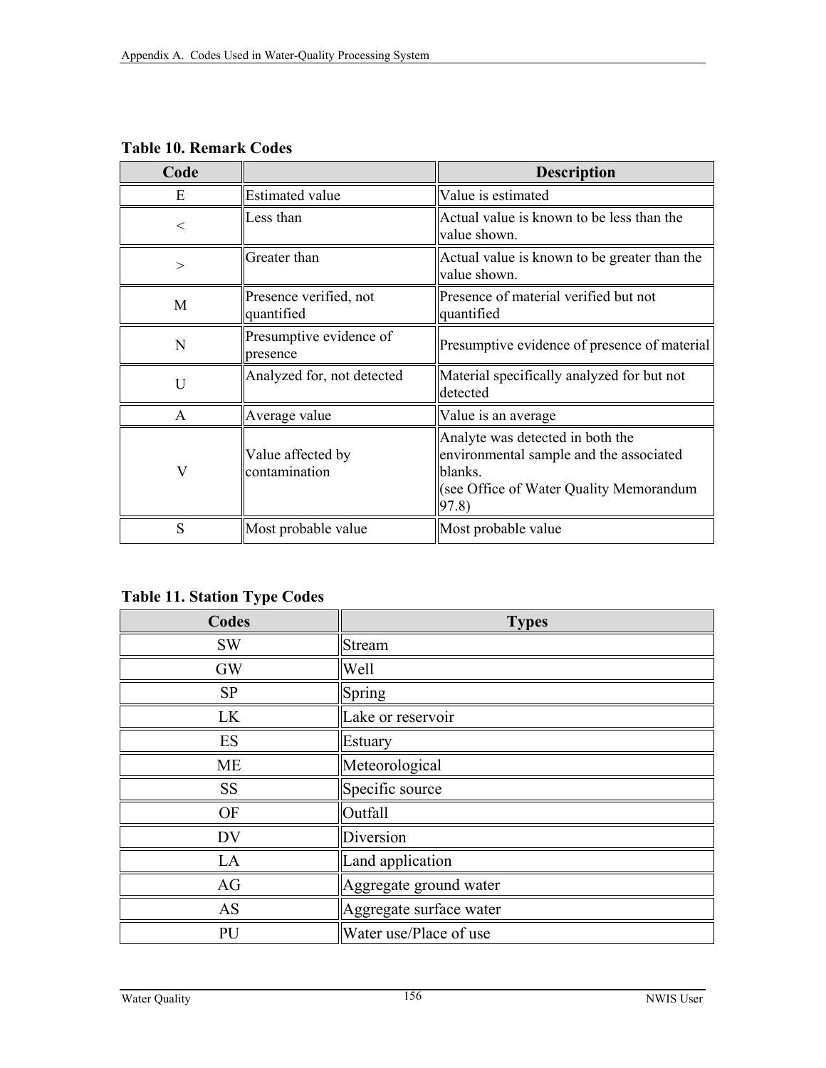**Table 10. Remark Codes**

| Code | | Description |
|---|---|---|
| E | Estimated value | Value is estimated |
| < | Less than | Actual value is known to be less than the value shown. |
| > | Greater than | Actual value is known to be greater than the value shown. |
| M | Presence verified, not quantified | Presence of material verified but not quantified |
| N | Presumptive evidence of presence | Presumptive evidence of presence of material |
| U | Analyzed for, not detected | Material specifically analyzed for but not detected |
| A | Average value | Value is an average |
| V | Value affected by contamination | Analyte was detected in both the environmental sample and the associated blanks. (see Office of Water Quality Memorandum 97.8) |
| S | Most probable value | Most probable value |

**Table 11. Station Type Codes**

| Codes | Types |
|---|---|
| SW | Stream |
| GW | Well |
| SP | Spring |
| LK | Lake or reservoir |
| ES | Estuary |
| ME | Meteorological |
| SS | Specific source |
| OF | Outfall |
| DV | Diversion |
| LA | Land application |
| AG | Aggregate ground water |
| AS | Aggregate surface water |
| PU | Water use/Place of use |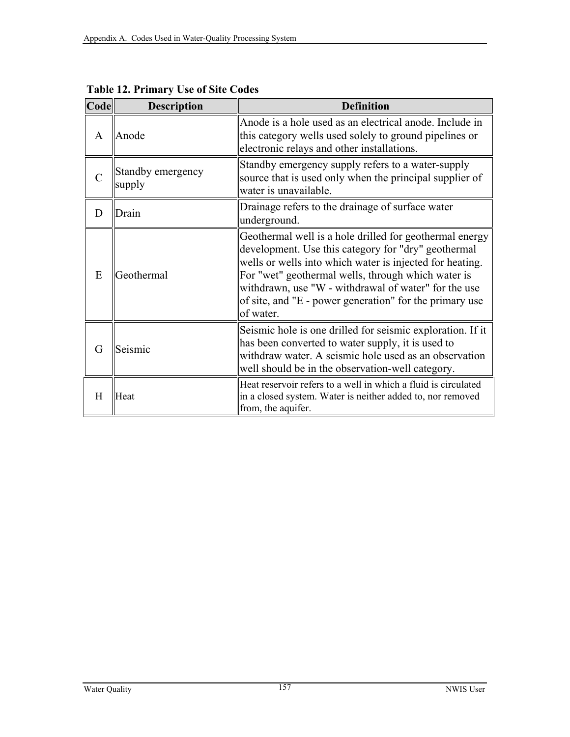**Table 12. Primary Use of Site Codes**

| Code | Description | Definition |
|---|---|---|
| A | Anode | Anode is a hole used as an electrical anode. Include in this category wells used solely to ground pipelines or electronic relays and other installations. |
| C | Standby emergency supply | Standby emergency supply refers to a water-supply source that is used only when the principal supplier of water is unavailable. |
| D | Drain | Drainage refers to the drainage of surface water underground. |
| E | Geothermal | Geothermal well is a hole drilled for geothermal energy development. Use this category for "dry" geothermal wells or wells into which water is injected for heating. For "wet" geothermal wells, through which water is withdrawn, use "W - withdrawal of water" for the use of site, and "E - power generation" for the primary use of water. |
| G | Seismic | Seismic hole is one drilled for seismic exploration. If it has been converted to water supply, it is used to withdraw water. A seismic hole used as an observation well should be in the observation-well category. |
| H | Heat | Heat reservoir refers to a well in which a fluid is circulated in a closed system. Water is neither added to, nor removed from, the aquifer. |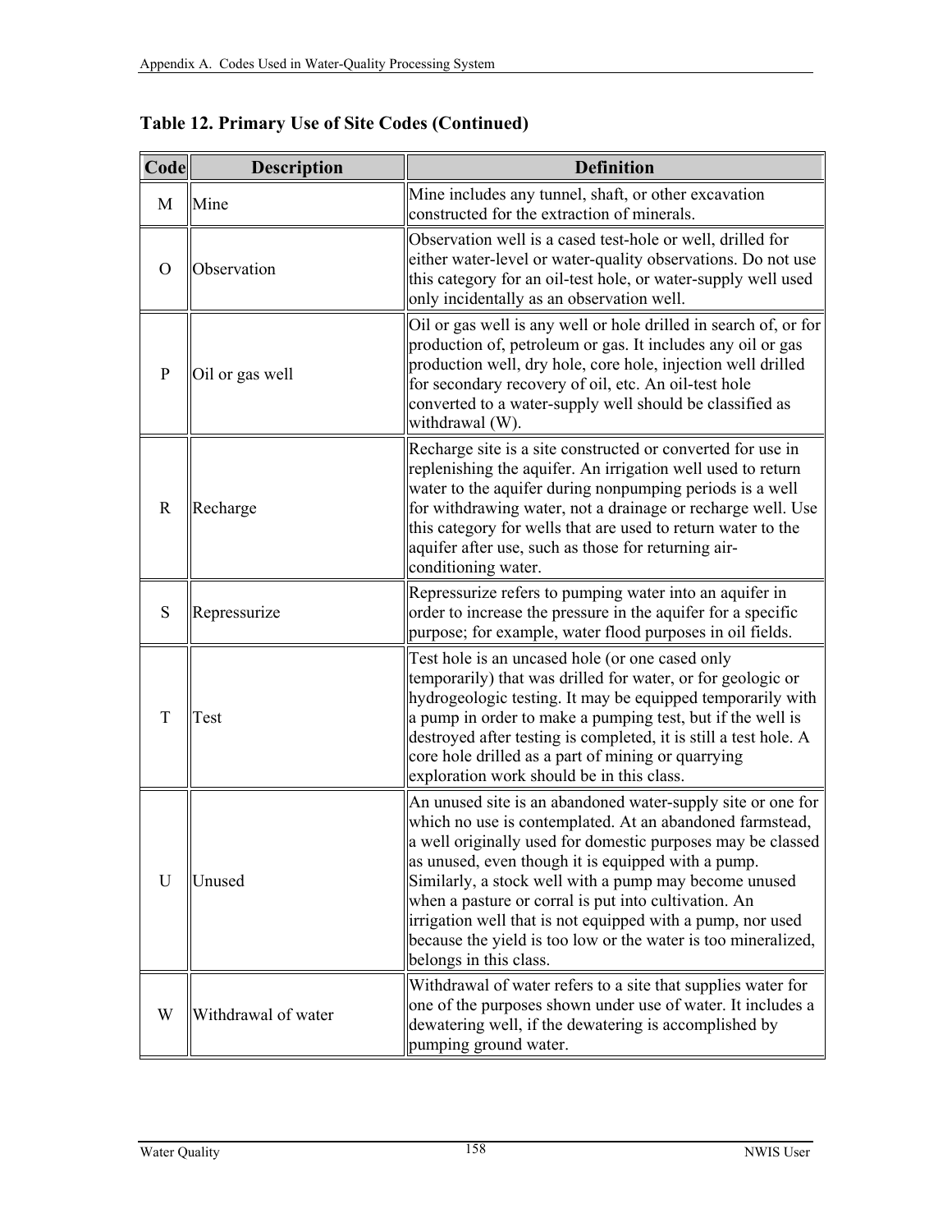**Table 12. Primary Use of Site Codes (Continued)**

| Code | Description | Definition |
|---|---|---|
| M | Mine | Mine includes any tunnel, shaft, or other excavation constructed for the extraction of minerals. |
| O | Observation | Observation well is a cased test-hole or well, drilled for either water-level or water-quality observations. Do not use this category for an oil-test hole, or water-supply well used only incidentally as an observation well. |
| P | Oil or gas well | Oil or gas well is any well or hole drilled in search of, or for production of, petroleum or gas. It includes any oil or gas production well, dry hole, core hole, injection well drilled for secondary recovery of oil, etc. An oil-test hole converted to a water-supply well should be classified as withdrawal (W). |
| R | Recharge | Recharge site is a site constructed or converted for use in replenishing the aquifer. An irrigation well used to return water to the aquifer during nonpumping periods is a well for withdrawing water, not a drainage or recharge well. Use this category for wells that are used to return water to the aquifer after use, such as those for returning air-conditioning water. |
| S | Repressurize | Repressurize refers to pumping water into an aquifer in order to increase the pressure in the aquifer for a specific purpose; for example, water flood purposes in oil fields. |
| T | Test | Test hole is an uncased hole (or one cased only temporarily) that was drilled for water, or for geologic or hydrogeologic testing. It may be equipped temporarily with a pump in order to make a pumping test, but if the well is destroyed after testing is completed, it is still a test hole. A core hole drilled as a part of mining or quarrying exploration work should be in this class. |
| U | Unused | An unused site is an abandoned water-supply site or one for which no use is contemplated. At an abandoned farmstead, a well originally used for domestic purposes may be classed as unused, even though it is equipped with a pump. Similarly, a stock well with a pump may become unused when a pasture or corral is put into cultivation. An irrigation well that is not equipped with a pump, nor used because the yield is too low or the water is too mineralized, belongs in this class. |
| W | Withdrawal of water | Withdrawal of water refers to a site that supplies water for one of the purposes shown under use of water. It includes a dewatering well, if the dewatering is accomplished by pumping ground water. |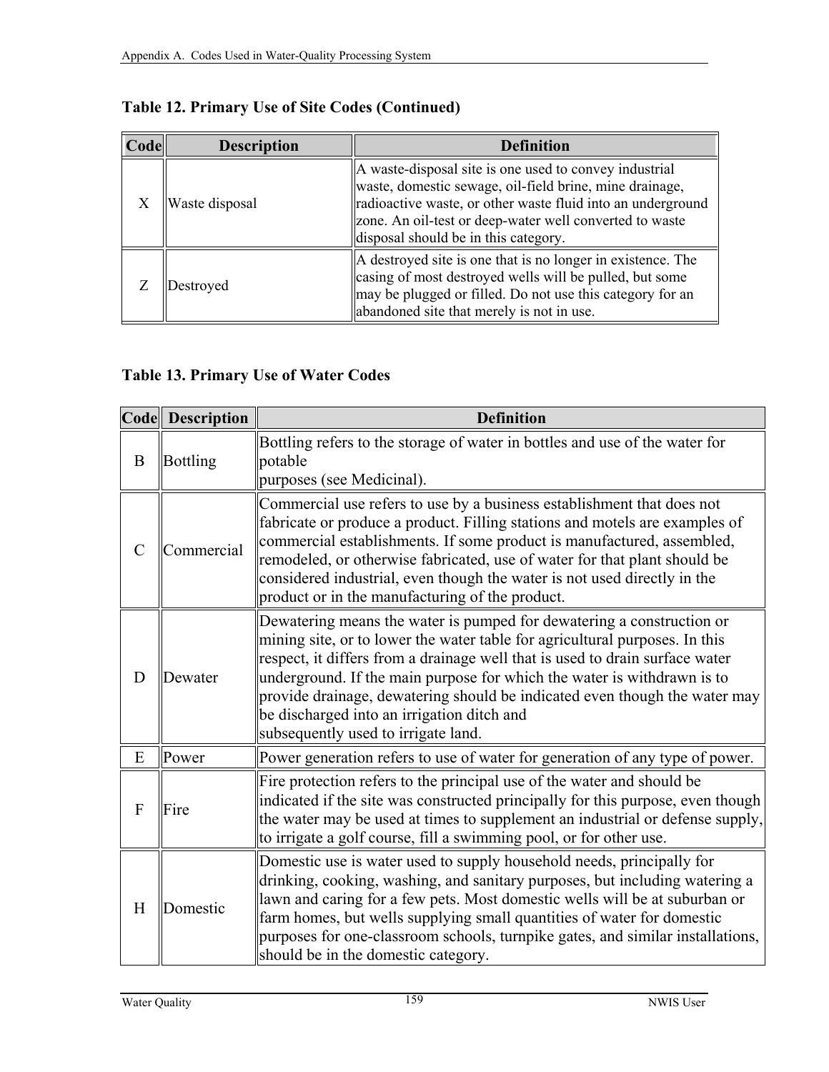### Table 12. Primary Use of Site Codes (Continued)

| Code | Description | Definition |
| --- | --- | --- |
| X | Waste disposal | A waste-disposal site is one used to convey industrial waste, domestic sewage, oil-field brine, mine drainage, radioactive waste, or other waste fluid into an underground zone. An oil-test or deep-water well converted to waste disposal should be in this category. |
| Z | Destroyed | A destroyed site is one that is no longer in existence. The casing of most destroyed wells will be pulled, but some may be plugged or filled. Do not use this category for an abandoned site that merely is not in use. |

### Table 13. Primary Use of Water Codes

| Code | Description | Definition |
| --- | --- | --- |
| B | Bottling | Bottling refers to the storage of water in bottles and use of the water for potable purposes (see Medicinal). |
| C | Commercial | Commercial use refers to use by a business establishment that does not fabricate or produce a product. Filling stations and motels are examples of commercial establishments. If some product is manufactured, assembled, remodeled, or otherwise fabricated, use of water for that plant should be considered industrial, even though the water is not used directly in the product or in the manufacturing of the product. |
| D | Dewater | Dewatering means the water is pumped for dewatering a construction or mining site, or to lower the water table for agricultural purposes. In this respect, it differs from a drainage well that is used to drain surface water underground. If the main purpose for which the water is withdrawn is to provide drainage, dewatering should be indicated even though the water may be discharged into an irrigation ditch and subsequently used to irrigate land. |
| E | Power | Power generation refers to use of water for generation of any type of power. |
| F | Fire | Fire protection refers to the principal use of the water and should be indicated if the site was constructed principally for this purpose, even though the water may be used at times to supplement an industrial or defense supply, to irrigate a golf course, fill a swimming pool, or for other use. |
| H | Domestic | Domestic use is water used to supply household needs, principally for drinking, cooking, washing, and sanitary purposes, but including watering a lawn and caring for a few pets. Most domestic wells will be at suburban or farm homes, but wells supplying small quantities of water for domestic purposes for one-classroom schools, turnpike gates, and similar installations, should be in the domestic category. |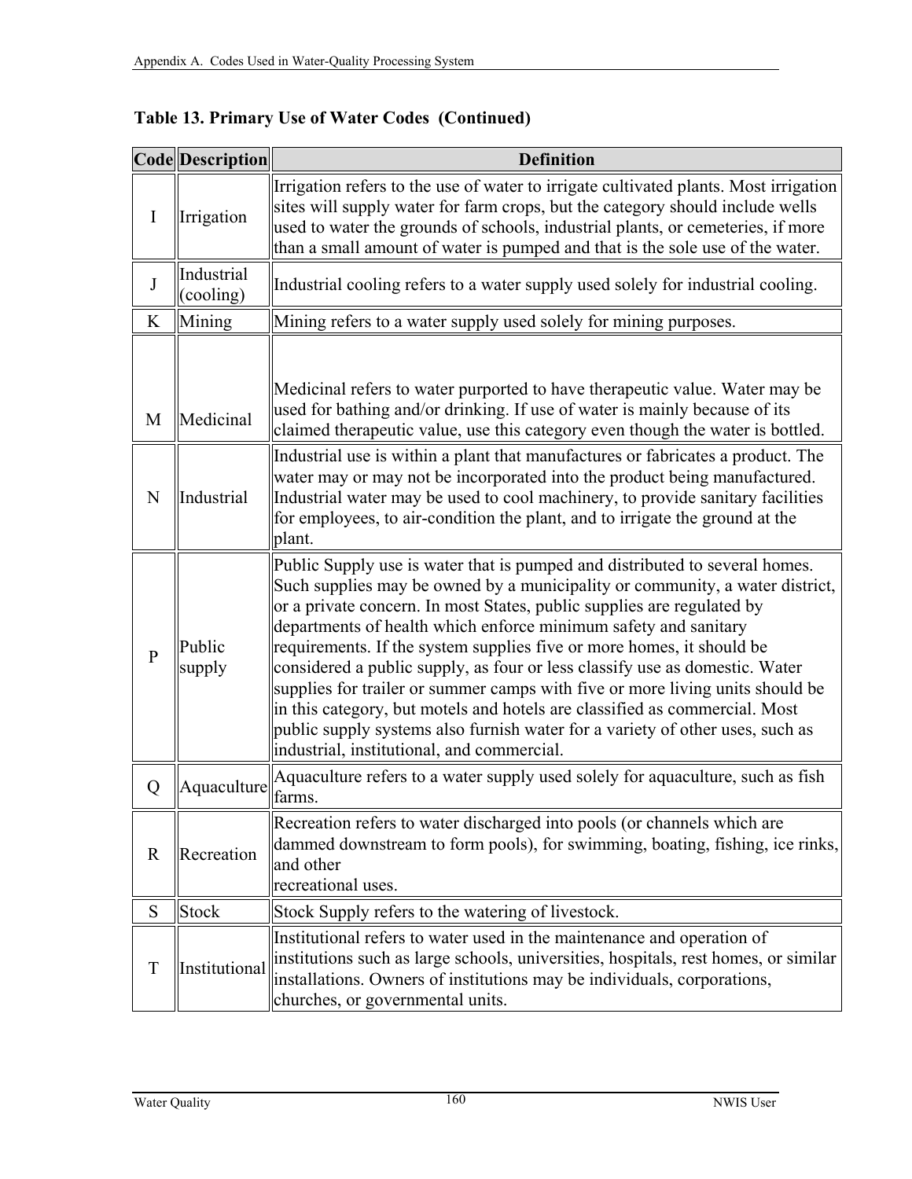**Table 13. Primary Use of Water Codes (Continued)**

| Code | Description | Definition |
|---|---|---|
| I | Irrigation | Irrigation refers to the use of water to irrigate cultivated plants. Most irrigation sites will supply water for farm crops, but the category should include wells used to water the grounds of schools, industrial plants, or cemeteries, if more than a small amount of water is pumped and that is the sole use of the water. |
| J | Industrial (cooling) | Industrial cooling refers to a water supply used solely for industrial cooling. |
| K | Mining | Mining refers to a water supply used solely for mining purposes. |
| M | Medicinal | Medicinal refers to water purported to have therapeutic value. Water may be used for bathing and/or drinking. If use of water is mainly because of its claimed therapeutic value, use this category even though the water is bottled. |
| N | Industrial | Industrial use is within a plant that manufactures or fabricates a product. The water may or may not be incorporated into the product being manufactured. Industrial water may be used to cool machinery, to provide sanitary facilities for employees, to air-condition the plant, and to irrigate the ground at the plant. |
| P | Public supply | Public Supply use is water that is pumped and distributed to several homes. Such supplies may be owned by a municipality or community, a water district, or a private concern. In most States, public supplies are regulated by departments of health which enforce minimum safety and sanitary requirements. If the system supplies five or more homes, it should be considered a public supply, as four or less classify use as domestic. Water supplies for trailer or summer camps with five or more living units should be in this category, but motels and hotels are classified as commercial. Most public supply systems also furnish water for a variety of other uses, such as industrial, institutional, and commercial. |
| Q | Aquaculture | Aquaculture refers to a water supply used solely for aquaculture, such as fish farms. |
| R | Recreation | Recreation refers to water discharged into pools (or channels which are dammed downstream to form pools), for swimming, boating, fishing, ice rinks, and other recreational uses. |
| S | Stock | Stock Supply refers to the watering of livestock. |
| T | Institutional | Institutional refers to water used in the maintenance and operation of institutions such as large schools, universities, hospitals, rest homes, or similar installations. Owners of institutions may be individuals, corporations, churches, or governmental units. |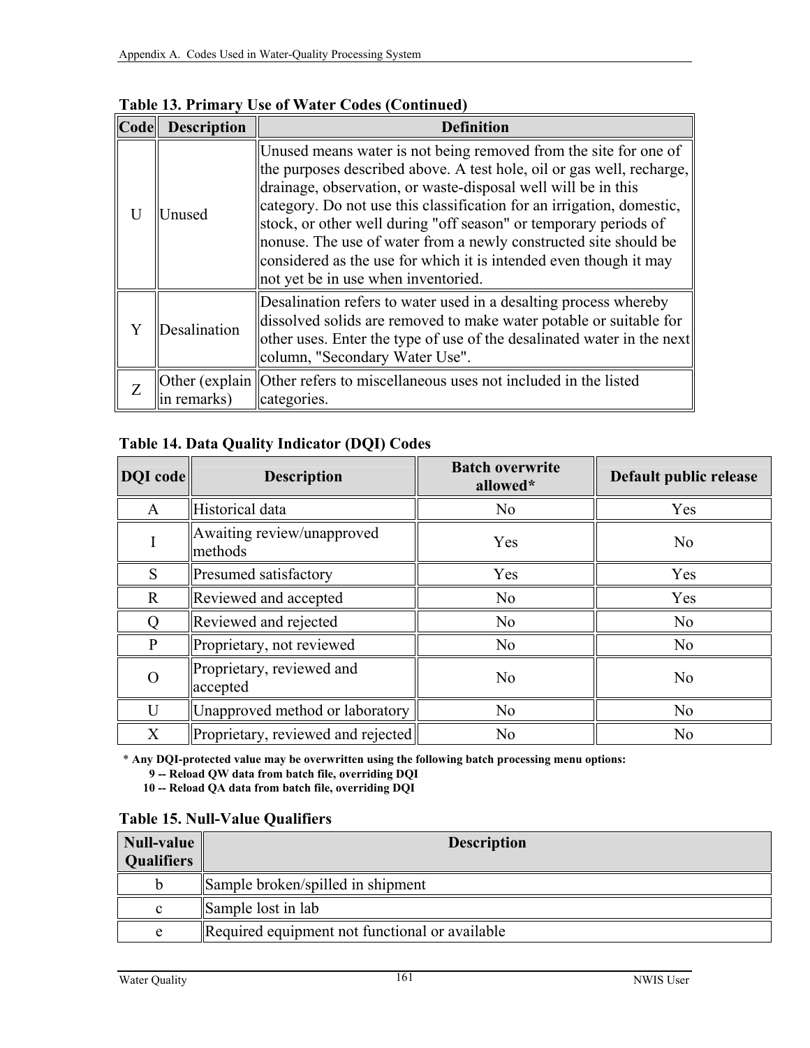**Table 13. Primary Use of Water Codes (Continued)**

| Code | Description | Definition |
|---|---|---|
| U | Unused | Unused means water is not being removed from the site for one of the purposes described above. A test hole, oil or gas well, recharge, drainage, observation, or waste-disposal well will be in this category. Do not use this classification for an irrigation, domestic, stock, or other well during "off season" or temporary periods of nonuse. The use of water from a newly constructed site should be considered as the use for which it is intended even though it may not yet be in use when inventoried. |
| Y | Desalination | Desalination refers to water used in a desalting process whereby dissolved solids are removed to make water potable or suitable for other uses. Enter the type of use of the desalinated water in the next column, "Secondary Water Use". |
| Z | Other (explain in remarks) | Other refers to miscellaneous uses not included in the listed categories. |

**Table 14. Data Quality Indicator (DQI) Codes**

| DQI code | Description | Batch overwrite allowed* | Default public release |
|---|---|---|---|
| A | Historical data | No | Yes |
| I | Awaiting review/unapproved methods | Yes | No |
| S | Presumed satisfactory | Yes | Yes |
| R | Reviewed and accepted | No | Yes |
| Q | Reviewed and rejected | No | No |
| P | Proprietary, not reviewed | No | No |
| O | Proprietary, reviewed and accepted | No | No |
| U | Unapproved method or laboratory | No | No |
| X | Proprietary, reviewed and rejected | No | No |

**\* Any DQI-protected value may be overwritten using the following batch processing menu options:**
**9 -- Reload QW data from batch file, overriding DQI**
**10 -- Reload QA data from batch file, overriding DQI**

**Table 15. Null-Value Qualifiers**

| Null-value Qualifiers | Description |
|---|---|
| b | Sample broken/spilled in shipment |
| c | Sample lost in lab |
| e | Required equipment not functional or available |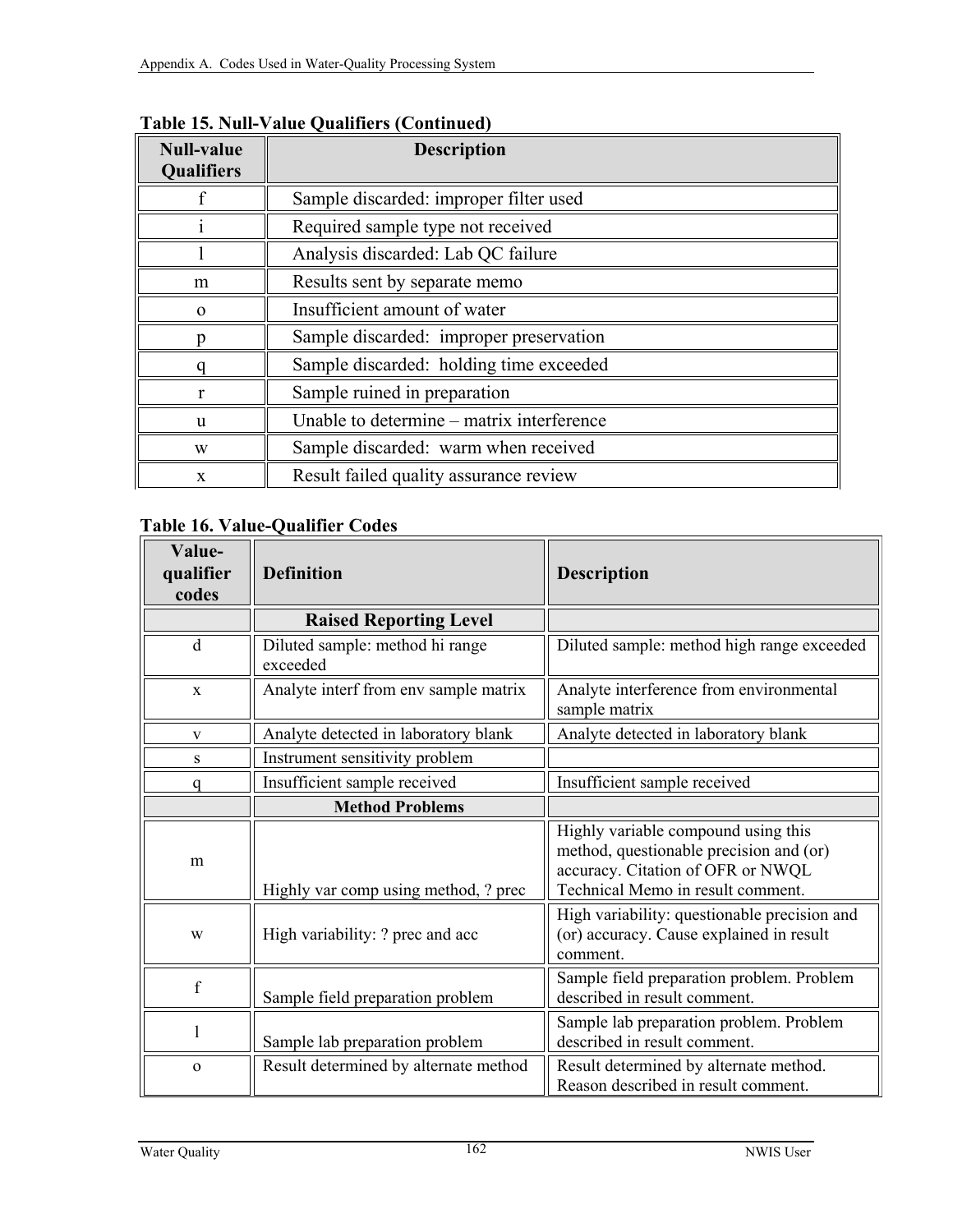**Table 15. Null-Value Qualifiers (Continued)**

| Null-value Qualifiers | Description |
|---|---|
| f | Sample discarded: improper filter used |
| i | Required sample type not received |
| l | Analysis discarded: Lab QC failure |
| m | Results sent by separate memo |
| o | Insufficient amount of water |
| p | Sample discarded:  improper preservation |
| q | Sample discarded:  holding time exceeded |
| r | Sample ruined in preparation |
| u | Unable to determine – matrix interference |
| w | Sample discarded:  warm when received |
| x | Result failed quality assurance review |

**Table 16. Value-Qualifier Codes**

| Value-qualifier codes | Definition | Description |
|---|---|---|
| | **Raised Reporting Level** | |
| d | Diluted sample: method hi range exceeded | Diluted sample: method high range exceeded |
| x | Analyte interf from env sample matrix | Analyte interference from environmental sample matrix |
| v | Analyte detected in laboratory blank | Analyte detected in laboratory blank |
| s | Instrument sensitivity problem | |
| q | Insufficient sample received | Insufficient sample received |
| | **Method Problems** | |
| m | Highly var comp using method, ? prec | Highly variable compound using this method, questionable precision and (or) accuracy. Citation of OFR or NWQL Technical Memo in result comment. |
| w | High variability: ? prec and acc | High variability: questionable precision and (or) accuracy. Cause explained in result comment. |
| f | Sample field preparation problem | Sample field preparation problem. Problem described in result comment. |
| l | Sample lab preparation problem | Sample lab preparation problem. Problem described in result comment. |
| o | Result determined by alternate method | Result determined by alternate method. Reason described in result comment. |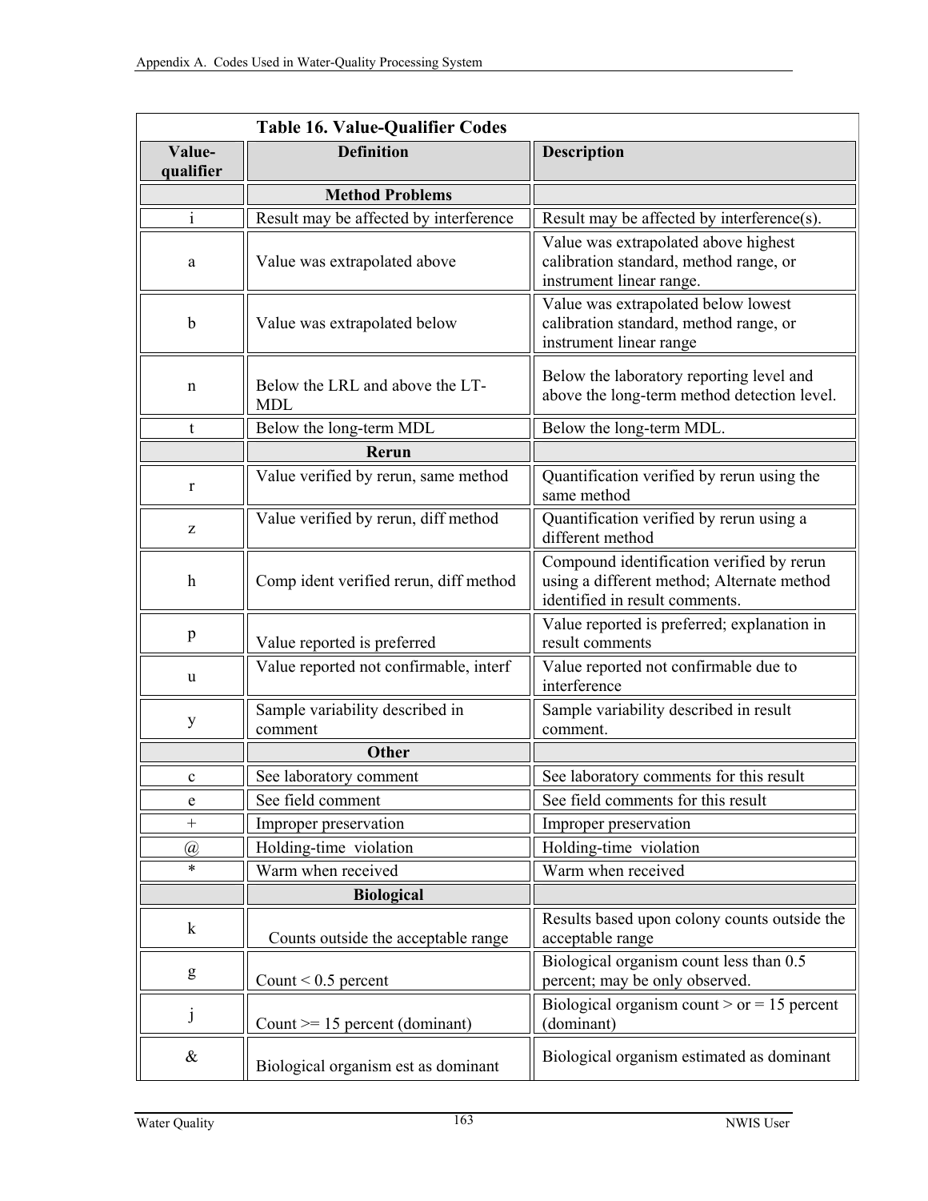**Table 16. Value-Qualifier Codes**

| Value-qualifier | Definition | Description |
|---|---|---|
| | **Method Problems** | |
| i | Result may be affected by interference | Result may be affected by interference(s). |
| a | Value was extrapolated above | Value was extrapolated above highest calibration standard, method range, or instrument linear range. |
| b | Value was extrapolated below | Value was extrapolated below lowest calibration standard, method range, or instrument linear range |
| n | Below the LRL and above the LT-MDL | Below the laboratory reporting level and above the long-term method detection level. |
| t | Below the long-term MDL | Below the long-term MDL. |
| | **Rerun** | |
| r | Value verified by rerun, same method | Quantification verified by rerun using the same method |
| z | Value verified by rerun, diff method | Quantification verified by rerun using a different method |
| h | Comp ident verified rerun, diff method | Compound identification verified by rerun using a different method; Alternate method identified in result comments. |
| p | Value reported is preferred | Value reported is preferred; explanation in result comments |
| u | Value reported not confirmable, interf | Value reported not confirmable due to interference |
| y | Sample variability described in comment | Sample variability described in result comment. |
| | **Other** | |
| c | See laboratory comment | See laboratory comments for this result |
| e | See field comment | See field comments for this result |
| + | Improper preservation | Improper preservation |
| @ | Holding-time violation | Holding-time violation |
| * | Warm when received | Warm when received |
| | **Biological** | |
| k | Counts outside the acceptable range | Results based upon colony counts outside the acceptable range |
| g | Count < 0.5 percent | Biological organism count less than 0.5 percent; may be only observed. |
| j | Count >= 15 percent (dominant) | Biological organism count > or = 15 percent (dominant) |
| & | Biological organism est as dominant | Biological organism estimated as dominant |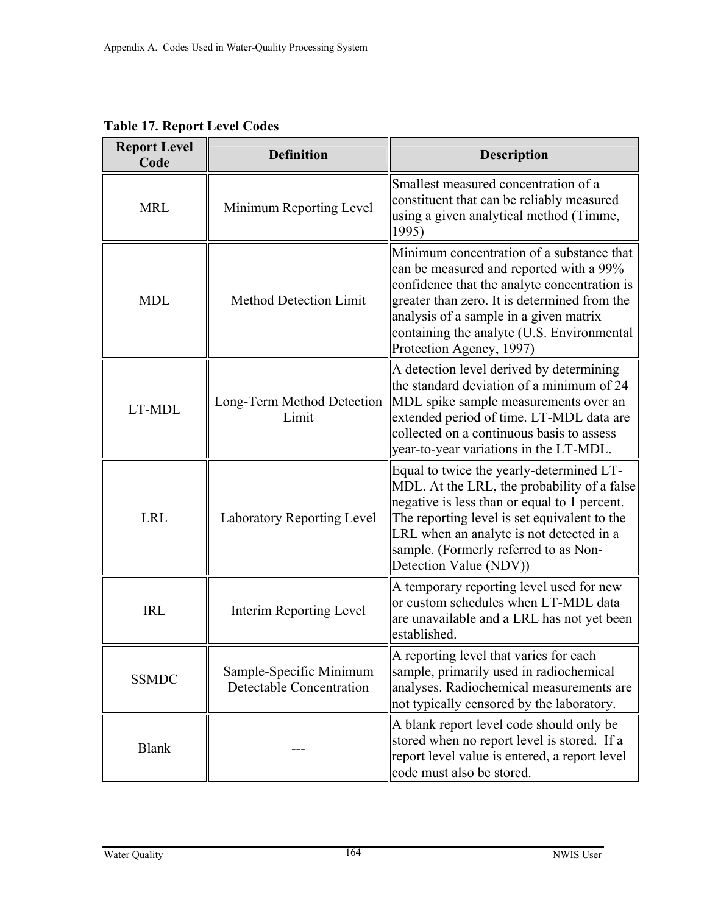**Table 17. Report Level Codes**

| Report Level Code | Definition | Description |
|---|---|---|
| MRL | Minimum Reporting Level | Smallest measured concentration of a constituent that can be reliably measured using a given analytical method (Timme, 1995) |
| MDL | Method Detection Limit | Minimum concentration of a substance that can be measured and reported with a 99% confidence that the analyte concentration is greater than zero. It is determined from the analysis of a sample in a given matrix containing the analyte (U.S. Environmental Protection Agency, 1997) |
| LT-MDL | Long-Term Method Detection Limit | A detection level derived by determining the standard deviation of a minimum of 24 MDL spike sample measurements over an extended period of time. LT-MDL data are collected on a continuous basis to assess year-to-year variations in the LT-MDL. |
| LRL | Laboratory Reporting Level | Equal to twice the yearly-determined LT-MDL. At the LRL, the probability of a false negative is less than or equal to 1 percent. The reporting level is set equivalent to the LRL when an analyte is not detected in a sample. (Formerly referred to as Non-Detection Value (NDV)) |
| IRL | Interim Reporting Level | A temporary reporting level used for new or custom schedules when LT-MDL data are unavailable and a LRL has not yet been established. |
| SSMDC | Sample-Specific Minimum Detectable Concentration | A reporting level that varies for each sample, primarily used in radiochemical analyses. Radiochemical measurements are not typically censored by the laboratory. |
| Blank | --- | A blank report level code should only be stored when no report level is stored. If a report level value is entered, a report level code must also be stored. |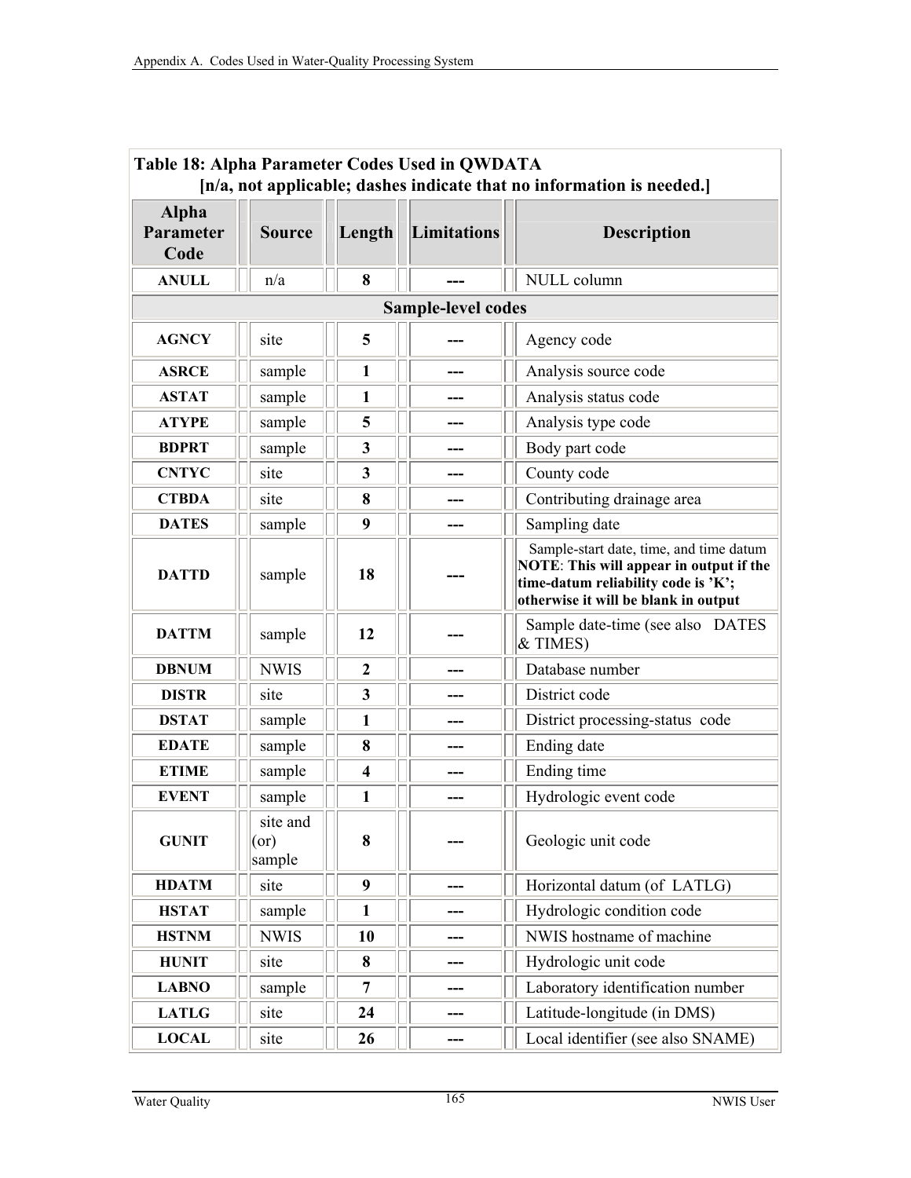**Table 18: Alpha Parameter Codes Used in QWDATA**
**[n/a, not applicable; dashes indicate that no information is needed.]**

| Alpha Parameter Code | Source | Length | Limitations | Description |
|---|---|---|---|---|
| **ANULL** | n/a | **8** | **---** | NULL column |
| **Sample-level codes** | | | | |
| **AGNCY** | site | **5** | **---** | Agency code |
| **ASRCE** | sample | **1** | **---** | Analysis source code |
| **ASTAT** | sample | **1** | **---** | Analysis status code |
| **ATYPE** | sample | **5** | **---** | Analysis type code |
| **BDPRT** | sample | **3** | **---** | Body part code |
| **CNTYC** | site | **3** | **---** | County code |
| **CTBDA** | site | **8** | **---** | Contributing drainage area |
| **DATES** | sample | **9** | **---** | Sampling date |
| **DATTD** | sample | **18** | **---** | Sample-start date, time, and time datum **NOTE**: **This will appear in output if the time-datum reliability code is 'K'; otherwise it will be blank in output** |
| **DATTM** | sample | **12** | **---** | Sample date-time (see also DATES & TIMES) |
| **DBNUM** | NWIS | **2** | **---** | Database number |
| **DISTR** | site | **3** | **---** | District code |
| **DSTAT** | sample | **1** | **---** | District processing-status code |
| **EDATE** | sample | **8** | **---** | Ending date |
| **ETIME** | sample | **4** | **---** | Ending time |
| **EVENT** | sample | **1** | **---** | Hydrologic event code |
| **GUNIT** | site and (or) sample | **8** | **---** | Geologic unit code |
| **HDATM** | site | **9** | **---** | Horizontal datum (of LATLG) |
| **HSTAT** | sample | **1** | **---** | Hydrologic condition code |
| **HSTNM** | NWIS | **10** | **---** | NWIS hostname of machine |
| **HUNIT** | site | **8** | **---** | Hydrologic unit code |
| **LABNO** | sample | **7** | **---** | Laboratory identification number |
| **LATLG** | site | **24** | **---** | Latitude-longitude (in DMS) |
| **LOCAL** | site | **26** | **---** | Local identifier (see also SNAME) |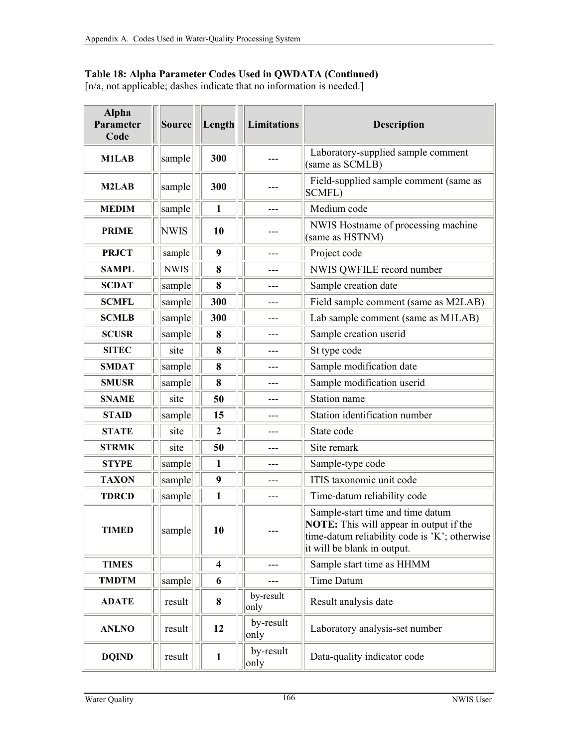**Table 18: Alpha Parameter Codes Used in QWDATA (Continued)**
[n/a, not applicable; dashes indicate that no information is needed.]

| Alpha Parameter Code | Source | Length | Limitations | Description |
|---|---|---|---|---|
| **M1LAB** | sample | **300** | --- | Laboratory-supplied sample comment (same as SCMLB) |
| **M2LAB** | sample | **300** | --- | Field-supplied sample comment (same as SCMFL) |
| **MEDIM** | sample | **1** | --- | Medium code |
| **PRIME** | NWIS | **10** | --- | NWIS Hostname of processing machine (same as HSTNM) |
| **PRJCT** | sample | **9** | --- | Project code |
| **SAMPL** | NWIS | **8** | --- | NWIS QWFILE record number |
| **SCDAT** | sample | **8** | --- | Sample creation date |
| **SCMFL** | sample | **300** | --- | Field sample comment (same as M2LAB) |
| **SCMLB** | sample | **300** | --- | Lab sample comment (same as M1LAB) |
| **SCUSR** | sample | **8** | --- | Sample creation userid |
| **SITEC** | site | **8** | --- | St type code |
| **SMDAT** | sample | **8** | --- | Sample modification date |
| **SMUSR** | sample | **8** | --- | Sample modification userid |
| **SNAME** | site | **50** | --- | Station name |
| **STAID** | sample | **15** | --- | Station identification number |
| **STATE** | site | **2** | --- | State code |
| **STRMK** | site | **50** | --- | Site remark |
| **STYPE** | sample | **1** | --- | Sample-type code |
| **TAXON** | sample | **9** | --- | ITIS taxonomic unit code |
| **TDRCD** | sample | **1** | --- | Time-datum reliability code |
| **TIMED** | sample | **10** | --- | Sample-start time and time datum **NOTE:** This will appear in output if the time-datum reliability code is 'K'; otherwise it will be blank in output. |
| **TIMES** | | **4** | --- | Sample start time as HHMM |
| **TMDTM** | sample | **6** | --- | Time Datum |
| **ADATE** | result | **8** | by-result only | Result analysis date |
| **ANLNO** | result | **12** | by-result only | Laboratory analysis-set number |
| **DQIND** | result | **1** | by-result only | Data-quality indicator code |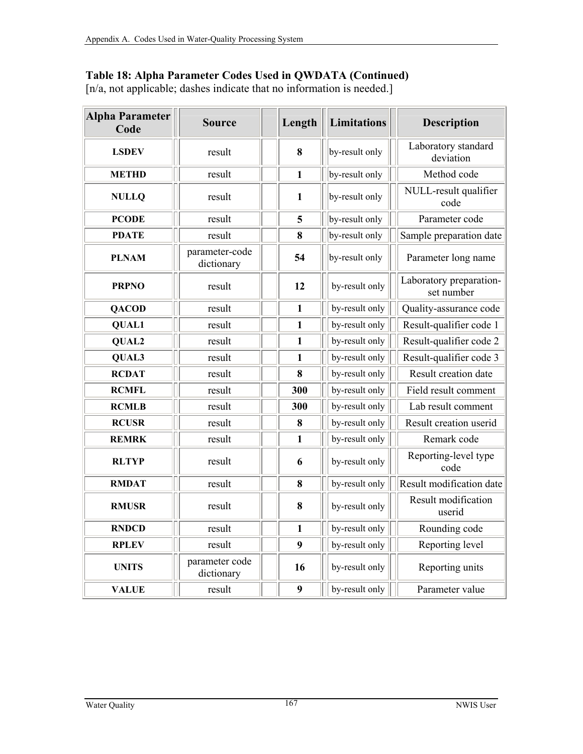**Table 18: Alpha Parameter Codes Used in QWDATA (Continued)**
[n/a, not applicable; dashes indicate that no information is needed.]

| Alpha Parameter Code | Source | Length | Limitations | Description |
|---|---|---|---|---|
| **LSDEV** | result | **8** | by-result only | Laboratory standard deviation |
| **METHD** | result | **1** | by-result only | Method code |
| **NULLQ** | result | **1** | by-result only | NULL-result qualifier code |
| **PCODE** | result | **5** | by-result only | Parameter code |
| **PDATE** | result | **8** | by-result only | Sample preparation date |
| **PLNAM** | parameter-code dictionary | **54** | by-result only | Parameter long name |
| **PRPNO** | result | **12** | by-result only | Laboratory preparation-set number |
| **QACOD** | result | **1** | by-result only | Quality-assurance code |
| **QUAL1** | result | **1** | by-result only | Result-qualifier code 1 |
| **QUAL2** | result | **1** | by-result only | Result-qualifier code 2 |
| **QUAL3** | result | **1** | by-result only | Result-qualifier code 3 |
| **RCDAT** | result | **8** | by-result only | Result creation date |
| **RCMFL** | result | **300** | by-result only | Field result comment |
| **RCMLB** | result | **300** | by-result only | Lab result comment |
| **RCUSR** | result | **8** | by-result only | Result creation userid |
| **REMRK** | result | **1** | by-result only | Remark code |
| **RLTYP** | result | **6** | by-result only | Reporting-level type code |
| **RMDAT** | result | **8** | by-result only | Result modification date |
| **RMUSR** | result | **8** | by-result only | Result modification userid |
| **RNDCD** | result | **1** | by-result only | Rounding code |
| **RPLEV** | result | **9** | by-result only | Reporting level |
| **UNITS** | parameter code dictionary | **16** | by-result only | Reporting units |
| **VALUE** | result | **9** | by-result only | Parameter value |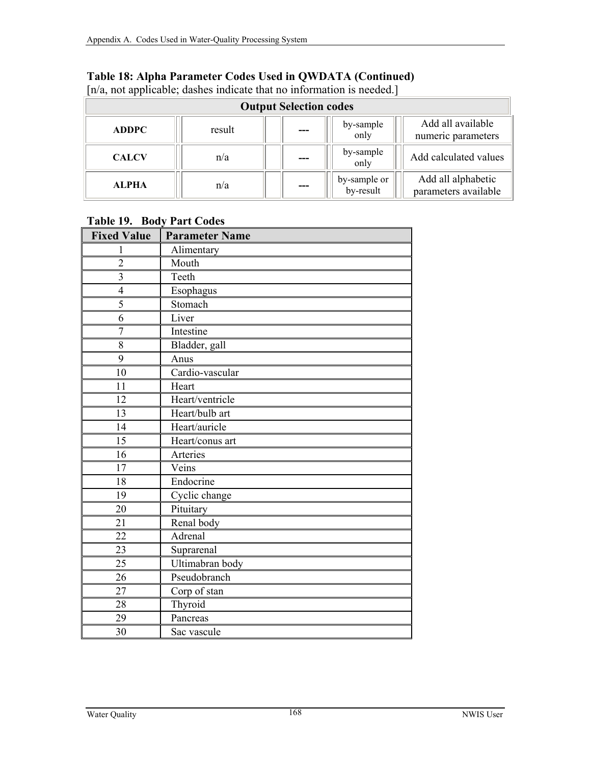### Table 18: Alpha Parameter Codes Used in QWDATA (Continued)

[n/a, not applicable; dashes indicate that no information is needed.]

| Output Selection codes | | | | |
|---|---|---|---|---|
| **ADDPC** | result | --- | by-sample only | Add all available numeric parameters |
| **CALCV** | n/a | --- | by-sample only | Add calculated values |
| **ALPHA** | n/a | --- | by-sample or by-result | Add all alphabetic parameters available |

### Table 19. Body Part Codes

| Fixed Value | Parameter Name |
|---|---|
| 1 | Alimentary |
| 2 | Mouth |
| 3 | Teeth |
| 4 | Esophagus |
| 5 | Stomach |
| 6 | Liver |
| 7 | Intestine |
| 8 | Bladder, gall |
| 9 | Anus |
| 10 | Cardio-vascular |
| 11 | Heart |
| 12 | Heart/ventricle |
| 13 | Heart/bulb art |
| 14 | Heart/auricle |
| 15 | Heart/conus art |
| 16 | Arteries |
| 17 | Veins |
| 18 | Endocrine |
| 19 | Cyclic change |
| 20 | Pituitary |
| 21 | Renal body |
| 22 | Adrenal |
| 23 | Suprarenal |
| 25 | Ultimabran body |
| 26 | Pseudobranch |
| 27 | Corp of stan |
| 28 | Thyroid |
| 29 | Pancreas |
| 30 | Sac vascule |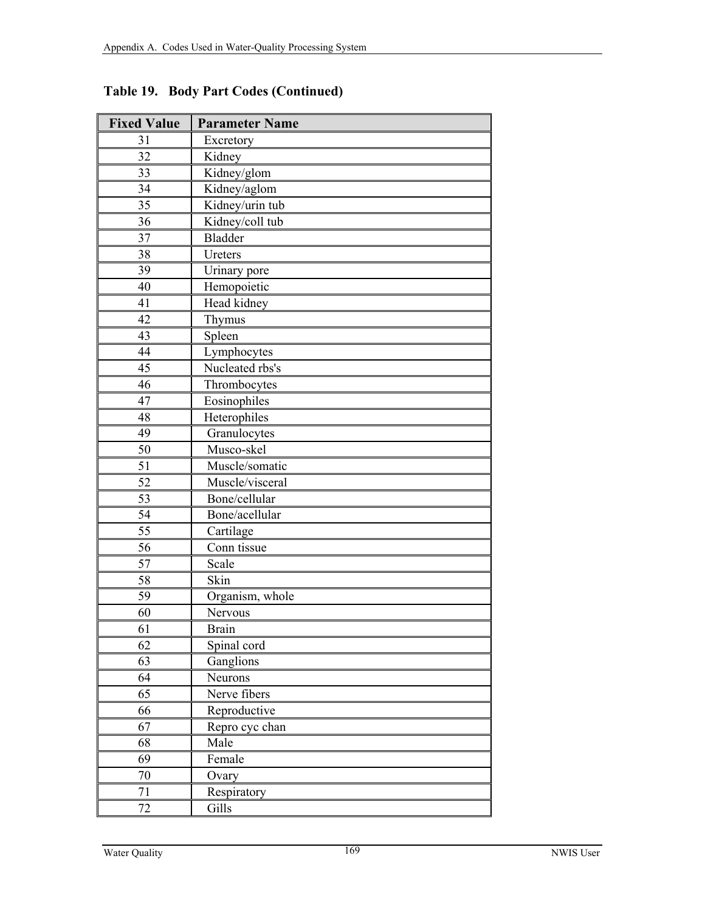**Table 19. Body Part Codes (Continued)**

| Fixed Value | Parameter Name |
|---|---|
| 31 | Excretory |
| 32 | Kidney |
| 33 | Kidney/glom |
| 34 | Kidney/aglom |
| 35 | Kidney/urin tub |
| 36 | Kidney/coll tub |
| 37 | Bladder |
| 38 | Ureters |
| 39 | Urinary pore |
| 40 | Hemopoietic |
| 41 | Head kidney |
| 42 | Thymus |
| 43 | Spleen |
| 44 | Lymphocytes |
| 45 | Nucleated rbs's |
| 46 | Thrombocytes |
| 47 | Eosinophiles |
| 48 | Heterophiles |
| 49 | Granulocytes |
| 50 | Musco-skel |
| 51 | Muscle/somatic |
| 52 | Muscle/visceral |
| 53 | Bone/cellular |
| 54 | Bone/acellular |
| 55 | Cartilage |
| 56 | Conn tissue |
| 57 | Scale |
| 58 | Skin |
| 59 | Organism, whole |
| 60 | Nervous |
| 61 | Brain |
| 62 | Spinal cord |
| 63 | Ganglions |
| 64 | Neurons |
| 65 | Nerve fibers |
| 66 | Reproductive |
| 67 | Repro cyc chan |
| 68 | Male |
| 69 | Female |
| 70 | Ovary |
| 71 | Respiratory |
| 72 | Gills |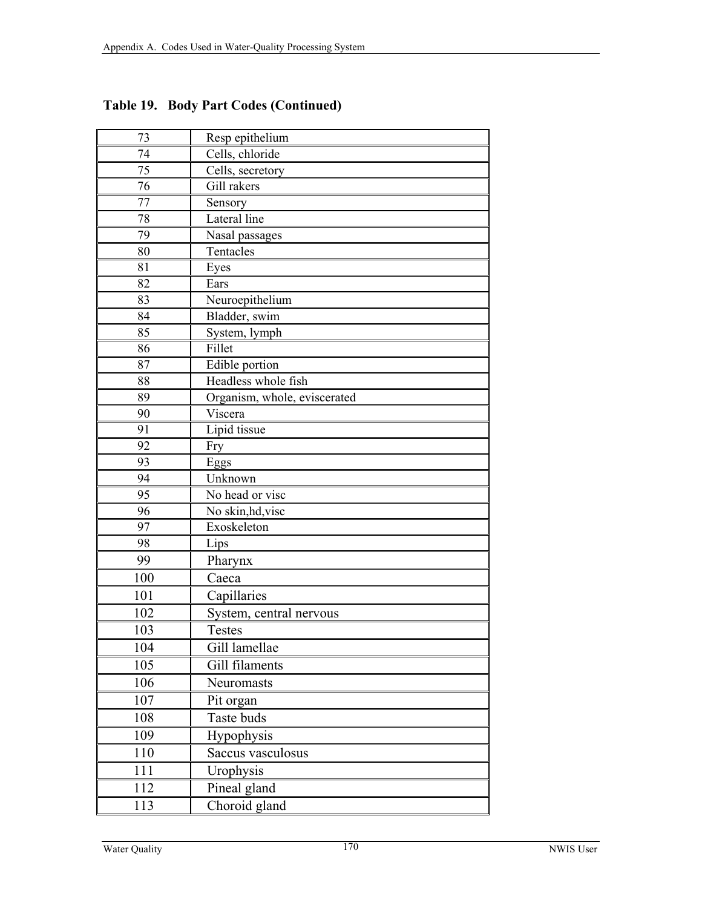**Table 19. Body Part Codes (Continued)**

| | |
|---|---|
| 73 | Resp epithelium |
| 74 | Cells, chloride |
| 75 | Cells, secretory |
| 76 | Gill rakers |
| 77 | Sensory |
| 78 | Lateral line |
| 79 | Nasal passages |
| 80 | Tentacles |
| 81 | Eyes |
| 82 | Ears |
| 83 | Neuroepithelium |
| 84 | Bladder, swim |
| 85 | System, lymph |
| 86 | Fillet |
| 87 | Edible portion |
| 88 | Headless whole fish |
| 89 | Organism, whole, eviscerated |
| 90 | Viscera |
| 91 | Lipid tissue |
| 92 | Fry |
| 93 | Eggs |
| 94 | Unknown |
| 95 | No head or visc |
| 96 | No skin,hd,visc |
| 97 | Exoskeleton |
| 98 | Lips |
| 99 | Pharynx |
| 100 | Caeca |
| 101 | Capillaries |
| 102 | System, central nervous |
| 103 | Testes |
| 104 | Gill lamellae |
| 105 | Gill filaments |
| 106 | Neuromasts |
| 107 | Pit organ |
| 108 | Taste buds |
| 109 | Hypophysis |
| 110 | Saccus vasculosus |
| 111 | Urophysis |
| 112 | Pineal gland |
| 113 | Choroid gland |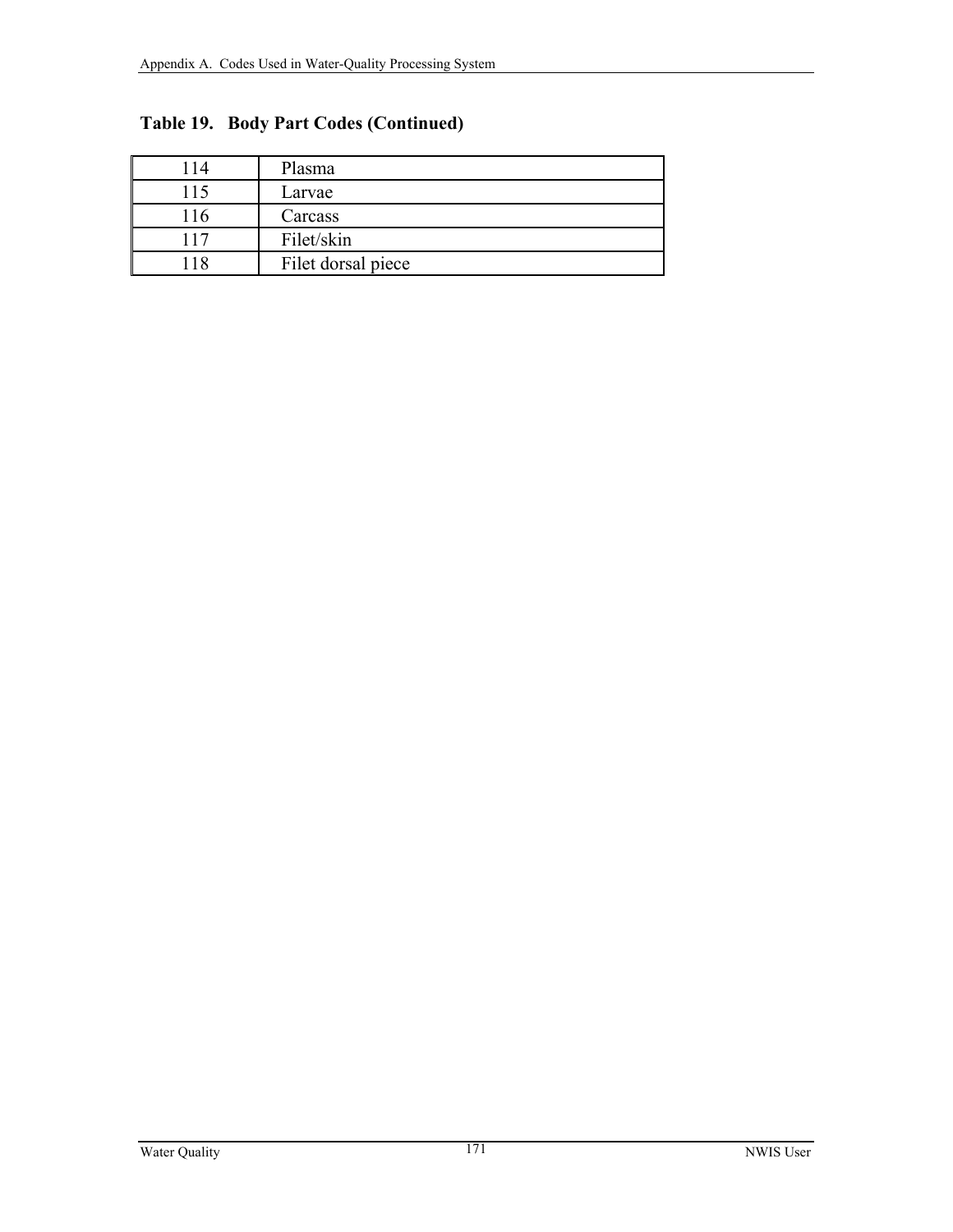**Table 19. Body Part Codes (Continued)**

| | |
|---|---|
| 114 | Plasma |
| 115 | Larvae |
| 116 | Carcass |
| 117 | Filet/skin |
| 118 | Filet dorsal piece |